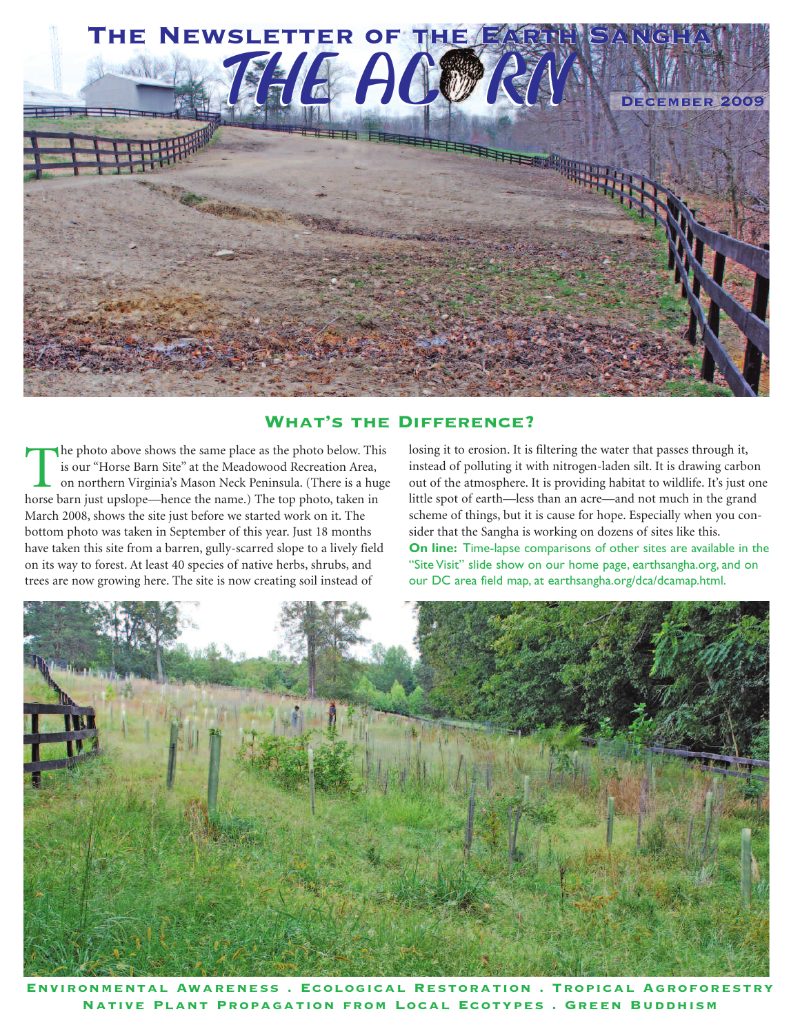# The Newsletter of the Earth Sangha

# THE ACORN

December 2009

## What's the Difference?

The photo above shows the same place as the photo below. This is our "Horse Barn Site" at the Meadowood Recreation Area, on northern Virginia's Mason Neck Peninsula. (There is a huge horse barn just upslope—hence the name.) The top photo, taken in March 2008, shows the site just before we started work on it. The bottom photo was taken in September of this year. Just 18 months have taken this site from a barren, gully-scarred slope to a lively field on its way to forest. At least 40 species of native herbs, shrubs, and trees are now growing here. The site is now creating soil instead of losing it to erosion. It is filtering the water that passes through it, instead of polluting it with nitrogen-laden silt. It is drawing carbon out of the atmosphere. It is providing habitat to wildlife. It's just one little spot of earth—less than an acre—and not much in the grand scheme of things, but it is cause for hope. Especially when you consider that the Sangha is working on dozens of sites like this.

**On line:** Time-lapse comparisons of other sites are available in the "Site Visit" slide show on our home page, earthsangha.org, and on our DC area field map, at earthsangha.org/dca/dcamap.html.

**Environmental Awareness . Ecological Restoration . Tropical Agroforestry**
**Native Plant Propagation from Local Ecotypes . Green Buddhism**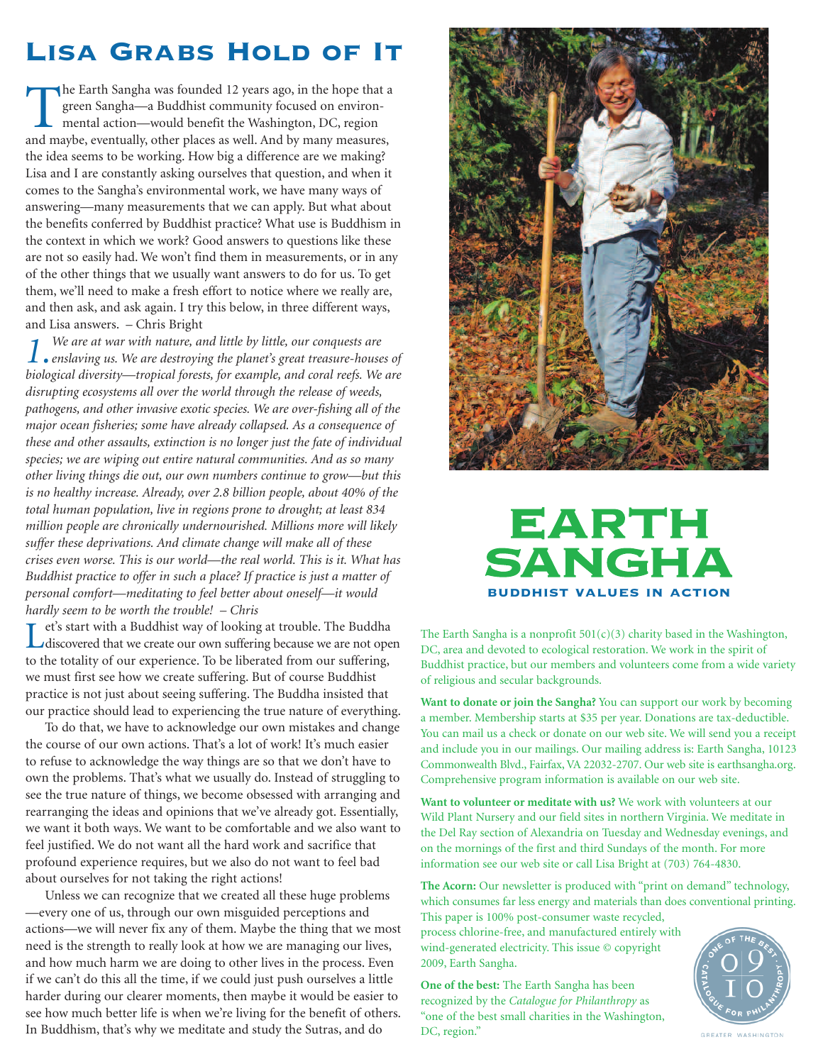# Lisa Grabs Hold of It

The Earth Sangha was founded 12 years ago, in the hope that a green Sangha—a Buddhist community focused on environmental action—would benefit the Washington, DC, region and maybe, eventually, other places as well. And by many measures, the idea seems to be working. How big a difference are we making? Lisa and I are constantly asking ourselves that question, and when it comes to the Sangha's environmental work, we have many ways of answering—many measurements that we can apply. But what about the benefits conferred by Buddhist practice? What use is Buddhism in the context in which we work? Good answers to questions like these are not so easily had. We won't find them in measurements, or in any of the other things that we usually want answers to do for us. To get them, we'll need to make a fresh effort to notice where we really are, and then ask, and ask again. I try this below, in three different ways, and Lisa answers. – Chris Bright

*1. We are at war with nature, and little by little, our conquests are enslaving us. We are destroying the planet's great treasure-houses of biological diversity—tropical forests, for example, and coral reefs. We are disrupting ecosystems all over the world through the release of weeds, pathogens, and other invasive exotic species. We are over-fishing all of the major ocean fisheries; some have already collapsed. As a consequence of these and other assaults, extinction is no longer just the fate of individual species; we are wiping out entire natural communities. And as so many other living things die out, our own numbers continue to grow—but this is no healthy increase. Already, over 2.8 billion people, about 40% of the total human population, live in regions prone to drought; at least 834 million people are chronically undernourished. Millions more will likely suffer these deprivations. And climate change will make all of these crises even worse. This is our world—the real world. This is it. What has Buddhist practice to offer in such a place? If practice is just a matter of personal comfort—meditating to feel better about oneself—it would hardly seem to be worth the trouble! – Chris*

Let's start with a Buddhist way of looking at trouble. The Buddha discovered that we create our own suffering because we are not open to the totality of our experience. To be liberated from our suffering, we must first see how we create suffering. But of course Buddhist practice is not just about seeing suffering. The Buddha insisted that our practice should lead to experiencing the true nature of everything.

To do that, we have to acknowledge our own mistakes and change the course of our own actions. That's a lot of work! It's much easier to refuse to acknowledge the way things are so that we don't have to own the problems. That's what we usually do. Instead of struggling to see the true nature of things, we become obsessed with arranging and rearranging the ideas and opinions that we've already got. Essentially, we want it both ways. We want to be comfortable and we also want to feel justified. We do not want all the hard work and sacrifice that profound experience requires, but we also do not want to feel bad about ourselves for not taking the right actions!

Unless we can recognize that we created all these huge problems—every one of us, through our own misguided perceptions and actions—we will never fix any of them. Maybe the thing that we most need is the strength to really look at how we are managing our lives, and how much harm we are doing to other lives in the process. Even if we can't do this all the time, if we could just push ourselves a little harder during our clearer moments, then maybe it would be easier to see how much better life is when we're living for the benefit of others. In Buddhism, that's why we meditate and study the Sutras, and do

# EARTH SANGHA

**BUDDHIST VALUES IN ACTION**

The Earth Sangha is a nonprofit 501(c)(3) charity based in the Washington, DC, area and devoted to ecological restoration. We work in the spirit of Buddhist practice, but our members and volunteers come from a wide variety of religious and secular backgrounds.

**Want to donate or join the Sangha?** You can support our work by becoming a member. Membership starts at $35 per year. Donations are tax-deductible. You can mail us a check or donate on our web site. We will send you a receipt and include you in our mailings. Our mailing address is: Earth Sangha, 10123 Commonwealth Blvd., Fairfax, VA 22032-2707. Our web site is earthsangha.org. Comprehensive program information is available on our web site.

**Want to volunteer or meditate with us?** We work with volunteers at our Wild Plant Nursery and our field sites in northern Virginia. We meditate in the Del Ray section of Alexandria on Tuesday and Wednesday evenings, and on the mornings of the first and third Sundays of the month. For more information see our web site or call Lisa Bright at (703) 764-4830.

**The Acorn:** Our newsletter is produced with "print on demand" technology, which consumes far less energy and materials than does conventional printing. This paper is 100% post-consumer waste recycled, process chlorine-free, and manufactured entirely with wind-generated electricity. This issue © copyright 2009, Earth Sangha.

**One of the best:** The Earth Sangha has been recognized by the *Catalogue for Philanthropy* as "one of the best small charities in the Washington, DC, region."

One of the Best 09 10 Catalogue for Philanthropy — Greater Washington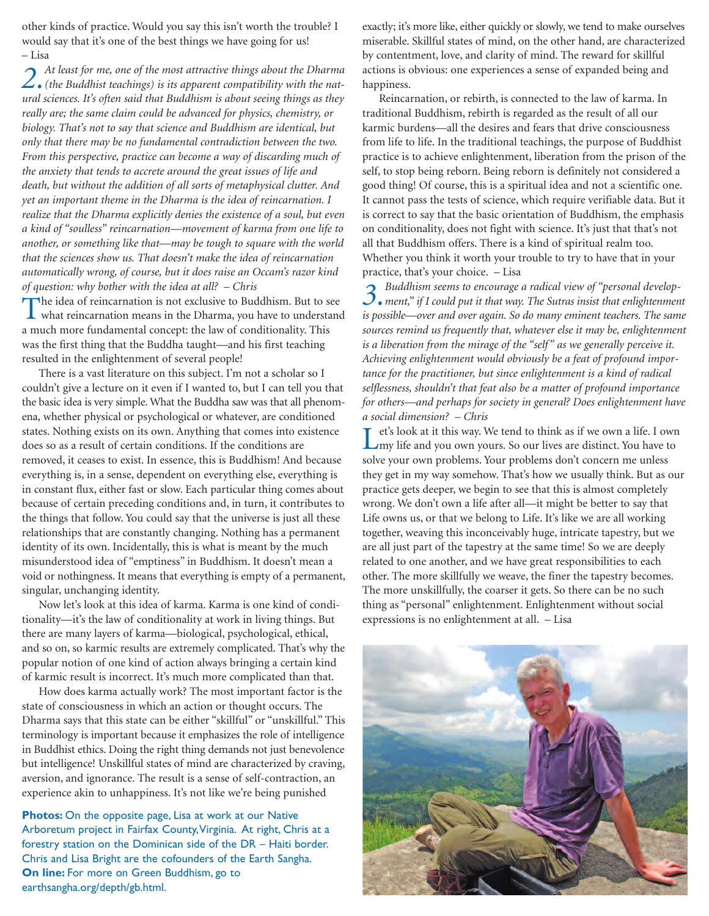other kinds of practice. Would you say this isn't worth the trouble? I would say that it's one of the best things we have going for us! – Lisa

**2.** *At least for me, one of the most attractive things about the Dharma (the Buddhist teachings) is its apparent compatibility with the natural sciences. It's often said that Buddhism is about seeing things as they really are; the same claim could be advanced for physics, chemistry, or biology. That's not to say that science and Buddhism are identical, but only that there may be no fundamental contradiction between the two. From this perspective, practice can become a way of discarding much of the anxiety that tends to accrete around the great issues of life and death, but without the addition of all sorts of metaphysical clutter. And yet an important theme in the Dharma is the idea of reincarnation. I realize that the Dharma explicitly denies the existence of a soul, but even a kind of "soulless" reincarnation—movement of karma from one life to another, or something like that—may be tough to square with the world that the sciences show us. That doesn't make the idea of reincarnation automatically wrong, of course, but it does raise an Occam's razor kind of question: why bother with the idea at all? – Chris*

The idea of reincarnation is not exclusive to Buddhism. But to see what reincarnation means in the Dharma, you have to understand a much more fundamental concept: the law of conditionality. This was the first thing that the Buddha taught—and his first teaching resulted in the enlightenment of several people!

There is a vast literature on this subject. I'm not a scholar so I couldn't give a lecture on it even if I wanted to, but I can tell you that the basic idea is very simple. What the Buddha saw was that all phenomena, whether physical or psychological or whatever, are conditioned states. Nothing exists on its own. Anything that comes into existence does so as a result of certain conditions. If the conditions are removed, it ceases to exist. In essence, this is Buddhism! And because everything is, in a sense, dependent on everything else, everything is in constant flux, either fast or slow. Each particular thing comes about because of certain preceding conditions and, in turn, it contributes to the things that follow. You could say that the universe is just all these relationships that are constantly changing. Nothing has a permanent identity of its own. Incidentally, this is what is meant by the much misunderstood idea of "emptiness" in Buddhism. It doesn't mean a void or nothingness. It means that everything is empty of a permanent, singular, unchanging identity.

Now let's look at this idea of karma. Karma is one kind of conditionality—it's the law of conditionality at work in living things. But there are many layers of karma—biological, psychological, ethical, and so on, so karmic results are extremely complicated. That's why the popular notion of one kind of action always bringing a certain kind of karmic result is incorrect. It's much more complicated than that.

How does karma actually work? The most important factor is the state of consciousness in which an action or thought occurs. The Dharma says that this state can be either "skillful" or "unskillful." This terminology is important because it emphasizes the role of intelligence in Buddhist ethics. Doing the right thing demands not just benevolence but intelligence! Unskillful states of mind are characterized by craving, aversion, and ignorance. The result is a sense of self-contraction, an experience akin to unhappiness. It's not like we're being punished exactly; it's more like, either quickly or slowly, we tend to make ourselves miserable. Skillful states of mind, on the other hand, are characterized by contentment, love, and clarity of mind. The reward for skillful actions is obvious: one experiences a sense of expanded being and happiness.

Reincarnation, or rebirth, is connected to the law of karma. In traditional Buddhism, rebirth is regarded as the result of all our karmic burdens—all the desires and fears that drive consciousness from life to life. In the traditional teachings, the purpose of Buddhist practice is to achieve enlightenment, liberation from the prison of the self, to stop being reborn. Being reborn is definitely not considered a good thing! Of course, this is a spiritual idea and not a scientific one. It cannot pass the tests of science, which require verifiable data. But it is correct to say that the basic orientation of Buddhism, the emphasis on conditionality, does not fight with science. It's just that that's not all that Buddhism offers. There is a kind of spiritual realm too. Whether you think it worth your trouble to try to have that in your practice, that's your choice. – Lisa

**3.** *Buddhism seems to encourage a radical view of "personal development," if I could put it that way. The Sutras insist that enlightenment is possible—over and over again. So do many eminent teachers. The same sources remind us frequently that, whatever else it may be, enlightenment is a liberation from the mirage of the "self" as we generally perceive it. Achieving enlightenment would obviously be a feat of profound importance for the practitioner, but since enlightenment is a kind of radical selflessness, shouldn't that feat also be a matter of profound importance for others—and perhaps for society in general? Does enlightenment have a social dimension? – Chris*

Let's look at it this way. We tend to think as if we own a life. I own my life and you own yours. So our lives are distinct. You have to solve your own problems. Your problems don't concern me unless they get in my way somehow. That's how we usually think. But as our practice gets deeper, we begin to see that this is almost completely wrong. We don't own a life after all—it might be better to say that Life owns us, or that we belong to Life. It's like we are all working together, weaving this inconceivably huge, intricate tapestry, but we are all just part of the tapestry at the same time! So we are deeply related to one another, and we have great responsibilities to each other. The more skillfully we weave, the finer the tapestry becomes. The more unskillfully, the coarser it gets. So there can be no such thing as "personal" enlightenment. Enlightenment without social expressions is no enlightenment at all. – Lisa

**Photos:** On the opposite page, Lisa at work at our Native Arboretum project in Fairfax County, Virginia. At right, Chris at a forestry station on the Dominican side of the DR – Haiti border. Chris and Lisa Bright are the cofounders of the Earth Sangha.
**On line:** For more on Green Buddhism, go to earthsangha.org/depth/gb.html.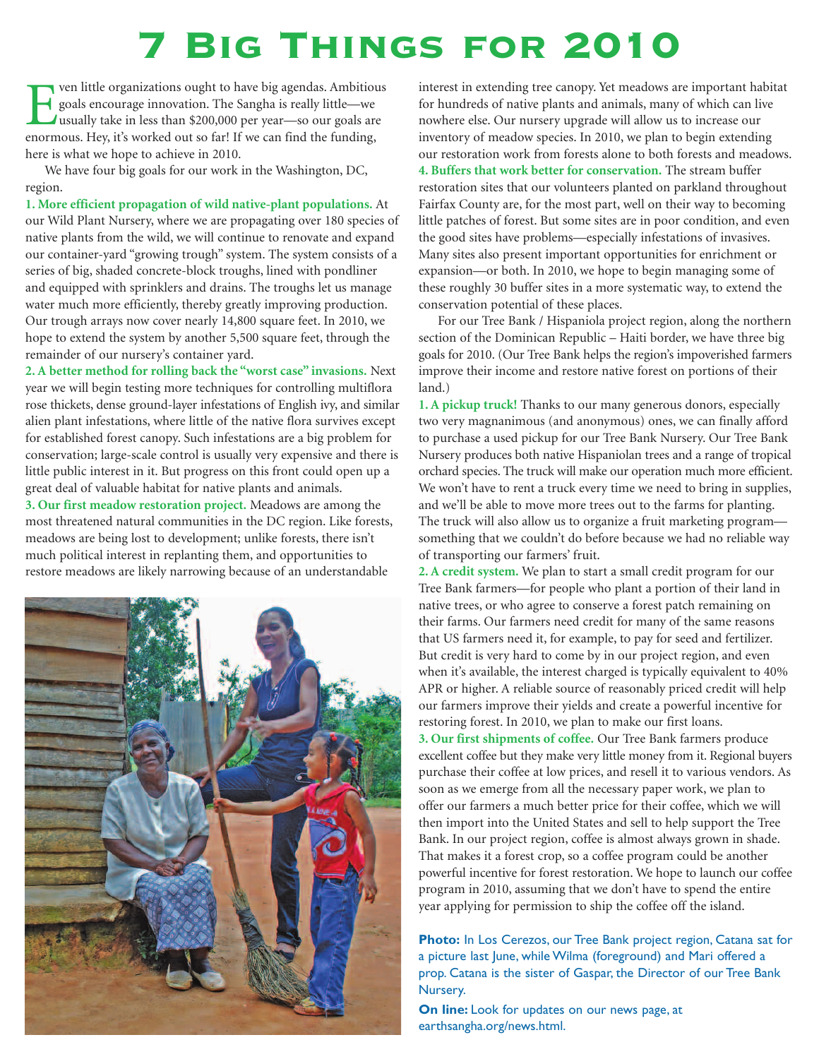# 7 Big Things for 2010

Even little organizations ought to have big agendas. Ambitious goals encourage innovation. The Sangha is really little—we usually take in less than $200,000 per year—so our goals are enormous. Hey, it's worked out so far! If we can find the funding, here is what we hope to achieve in 2010.

We have four big goals for our work in the Washington, DC, region.

**1. More efficient propagation of wild native-plant populations.** At our Wild Plant Nursery, where we are propagating over 180 species of native plants from the wild, we will continue to renovate and expand our container-yard "growing trough" system. The system consists of a series of big, shaded concrete-block troughs, lined with pondliner and equipped with sprinklers and drains. The troughs let us manage water much more efficiently, thereby greatly improving production. Our trough arrays now cover nearly 14,800 square feet. In 2010, we hope to extend the system by another 5,500 square feet, through the remainder of our nursery's container yard.

**2. A better method for rolling back the "worst case" invasions.** Next year we will begin testing more techniques for controlling multiflora rose thickets, dense ground-layer infestations of English ivy, and similar alien plant infestations, where little of the native flora survives except for established forest canopy. Such infestations are a big problem for conservation; large-scale control is usually very expensive and there is little public interest in it. But progress on this front could open up a great deal of valuable habitat for native plants and animals.

**3. Our first meadow restoration project.** Meadows are among the most threatened natural communities in the DC region. Like forests, meadows are being lost to development; unlike forests, there isn't much political interest in replanting them, and opportunities to restore meadows are likely narrowing because of an understandable interest in extending tree canopy. Yet meadows are important habitat for hundreds of native plants and animals, many of which can live nowhere else. Our nursery upgrade will allow us to increase our inventory of meadow species. In 2010, we plan to begin extending our restoration work from forests alone to both forests and meadows.

**4. Buffers that work better for conservation.** The stream buffer restoration sites that our volunteers planted on parkland throughout Fairfax County are, for the most part, well on their way to becoming little patches of forest. But some sites are in poor condition, and even the good sites have problems—especially infestations of invasives. Many sites also present important opportunities for enrichment or expansion—or both. In 2010, we hope to begin managing some of these roughly 30 buffer sites in a more systematic way, to extend the conservation potential of these places.

For our Tree Bank / Hispaniola project region, along the northern section of the Dominican Republic – Haiti border, we have three big goals for 2010. (Our Tree Bank helps the region's impoverished farmers improve their income and restore native forest on portions of their land.)

**1. A pickup truck!** Thanks to our many generous donors, especially two very magnanimous (and anonymous) ones, we can finally afford to purchase a used pickup for our Tree Bank Nursery. Our Tree Bank Nursery produces both native Hispaniolan trees and a range of tropical orchard species. The truck will make our operation much more efficient. We won't have to rent a truck every time we need to bring in supplies, and we'll be able to move more trees out to the farms for planting. The truck will also allow us to organize a fruit marketing program—something that we couldn't do before because we had no reliable way of transporting our farmers' fruit.

**2. A credit system.** We plan to start a small credit program for our Tree Bank farmers—for people who plant a portion of their land in native trees, or who agree to conserve a forest patch remaining on their farms. Our farmers need credit for many of the same reasons that US farmers need it, for example, to pay for seed and fertilizer. But credit is very hard to come by in our project region, and even when it's available, the interest charged is typically equivalent to 40% APR or higher. A reliable source of reasonably priced credit will help our farmers improve their yields and create a powerful incentive for restoring forest. In 2010, we plan to make our first loans.

**3. Our first shipments of coffee.** Our Tree Bank farmers produce excellent coffee but they make very little money from it. Regional buyers purchase their coffee at low prices, and resell it to various vendors. As soon as we emerge from all the necessary paper work, we plan to offer our farmers a much better price for their coffee, which we will then import into the United States and sell to help support the Tree Bank. In our project region, coffee is almost always grown in shade. That makes it a forest crop, so a coffee program could be another powerful incentive for forest restoration. We hope to launch our coffee program in 2010, assuming that we don't have to spend the entire year applying for permission to ship the coffee off the island.

**Photo:** In Los Cerezos, our Tree Bank project region, Catana sat for a picture last June, while Wilma (foreground) and Mari offered a prop. Catana is the sister of Gaspar, the Director of our Tree Bank Nursery.

**On line:** Look for updates on our news page, at earthsangha.org/news.html.